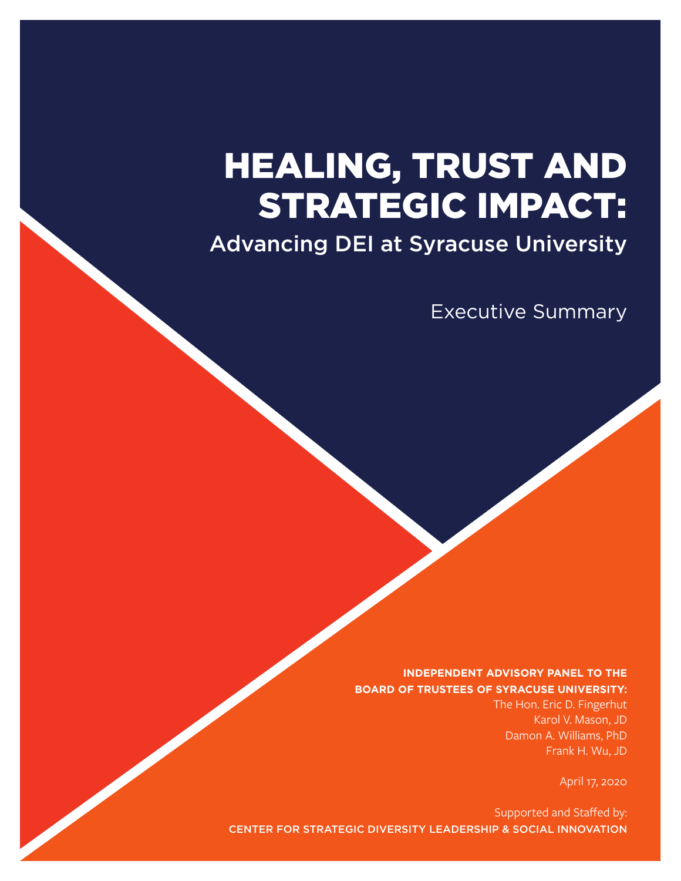# HEALING, TRUST AND STRATEGIC IMPACT:

## Advancing DEI at Syracuse University

Executive Summary

**INDEPENDENT ADVISORY PANEL TO THE BOARD OF TRUSTEES OF SYRACUSE UNIVERSITY:**

The Hon. Eric D. Fingerhut
Karol V. Mason, JD
Damon A. Williams, PhD
Frank H. Wu, JD

April 17, 2020

Supported and Staffed by:
**CENTER FOR STRATEGIC DIVERSITY LEADERSHIP & SOCIAL INNOVATION**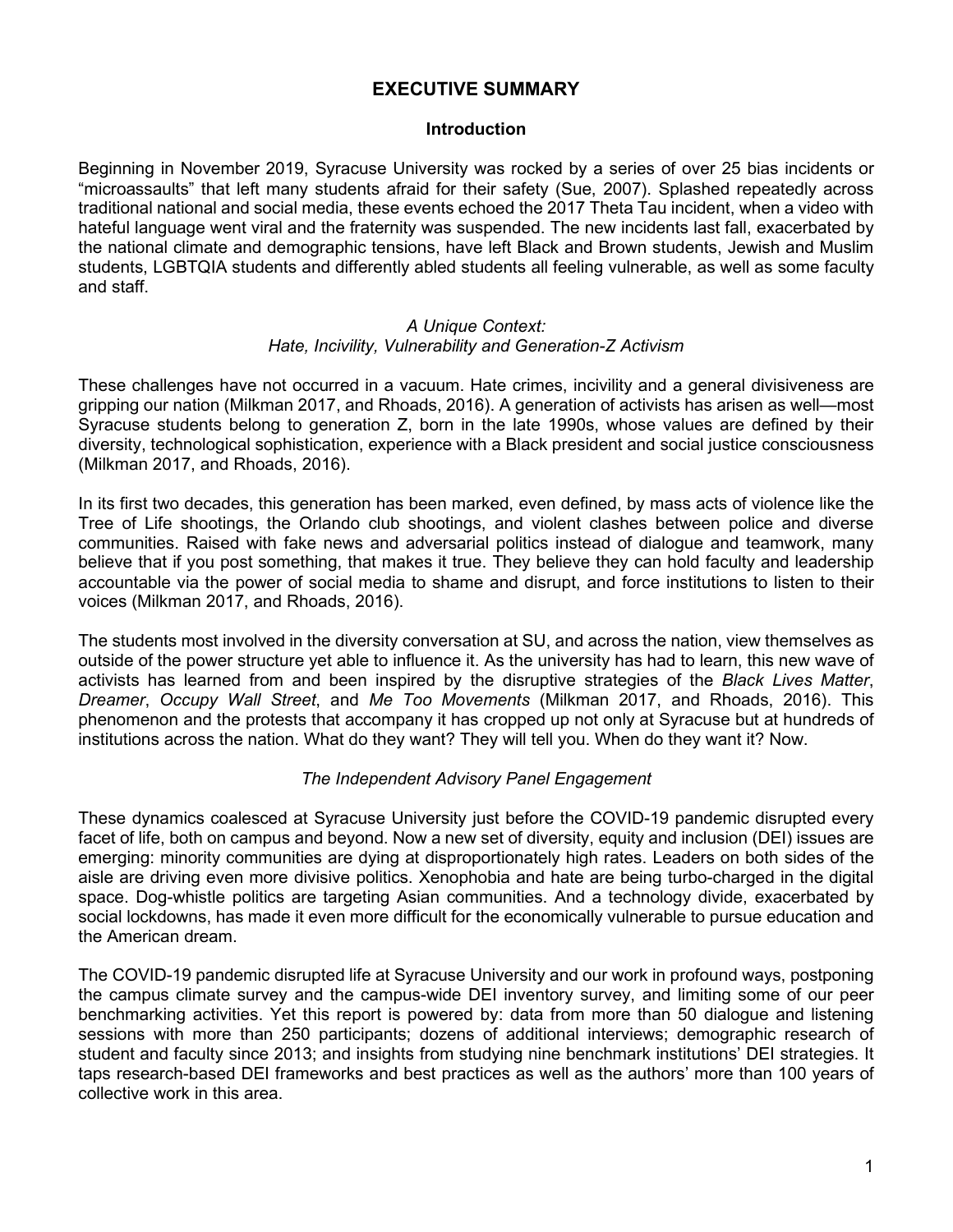# EXECUTIVE SUMMARY

## Introduction

Beginning in November 2019, Syracuse University was rocked by a series of over 25 bias incidents or "microassaults" that left many students afraid for their safety (Sue, 2007). Splashed repeatedly across traditional national and social media, these events echoed the 2017 Theta Tau incident, when a video with hateful language went viral and the fraternity was suspended. The new incidents last fall, exacerbated by the national climate and demographic tensions, have left Black and Brown students, Jewish and Muslim students, LGBTQIA students and differently abled students all feeling vulnerable, as well as some faculty and staff.

### *A Unique Context: Hate, Incivility, Vulnerability and Generation-Z Activism*

These challenges have not occurred in a vacuum. Hate crimes, incivility and a general divisiveness are gripping our nation (Milkman 2017, and Rhoads, 2016). A generation of activists has arisen as well—most Syracuse students belong to generation Z, born in the late 1990s, whose values are defined by their diversity, technological sophistication, experience with a Black president and social justice consciousness (Milkman 2017, and Rhoads, 2016).

In its first two decades, this generation has been marked, even defined, by mass acts of violence like the Tree of Life shootings, the Orlando club shootings, and violent clashes between police and diverse communities. Raised with fake news and adversarial politics instead of dialogue and teamwork, many believe that if you post something, that makes it true. They believe they can hold faculty and leadership accountable via the power of social media to shame and disrupt, and force institutions to listen to their voices (Milkman 2017, and Rhoads, 2016).

The students most involved in the diversity conversation at SU, and across the nation, view themselves as outside of the power structure yet able to influence it. As the university has had to learn, this new wave of activists has learned from and been inspired by the disruptive strategies of the *Black Lives Matter*, *Dreamer*, *Occupy Wall Street*, and *Me Too Movements* (Milkman 2017, and Rhoads, 2016). This phenomenon and the protests that accompany it has cropped up not only at Syracuse but at hundreds of institutions across the nation. What do they want? They will tell you. When do they want it? Now.

### *The Independent Advisory Panel Engagement*

These dynamics coalesced at Syracuse University just before the COVID-19 pandemic disrupted every facet of life, both on campus and beyond. Now a new set of diversity, equity and inclusion (DEI) issues are emerging: minority communities are dying at disproportionately high rates. Leaders on both sides of the aisle are driving even more divisive politics. Xenophobia and hate are being turbo-charged in the digital space. Dog-whistle politics are targeting Asian communities. And a technology divide, exacerbated by social lockdowns, has made it even more difficult for the economically vulnerable to pursue education and the American dream.

The COVID-19 pandemic disrupted life at Syracuse University and our work in profound ways, postponing the campus climate survey and the campus-wide DEI inventory survey, and limiting some of our peer benchmarking activities. Yet this report is powered by: data from more than 50 dialogue and listening sessions with more than 250 participants; dozens of additional interviews; demographic research of student and faculty since 2013; and insights from studying nine benchmark institutions' DEI strategies. It taps research-based DEI frameworks and best practices as well as the authors' more than 100 years of collective work in this area.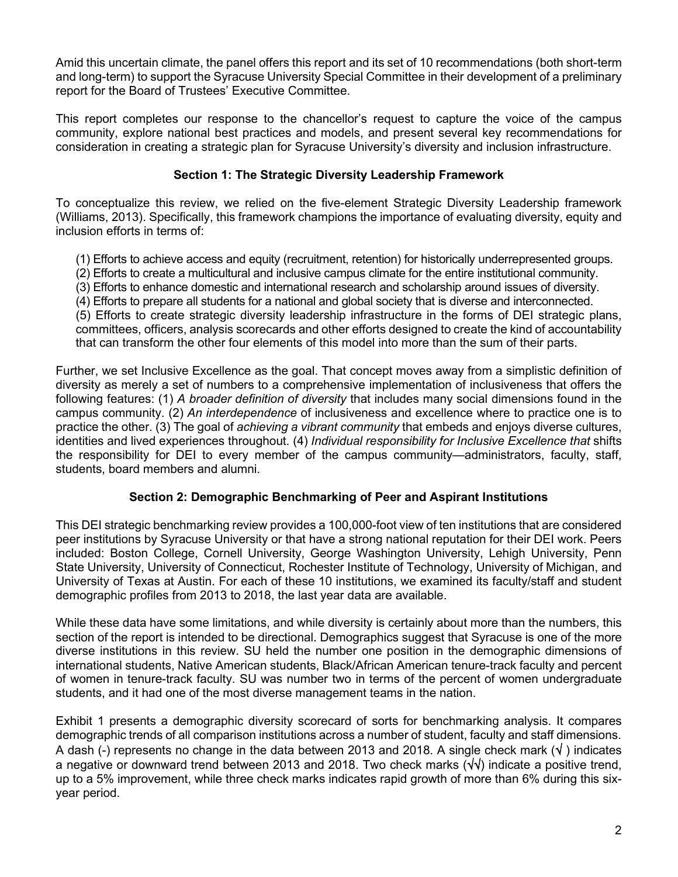Amid this uncertain climate, the panel offers this report and its set of 10 recommendations (both short-term and long-term) to support the Syracuse University Special Committee in their development of a preliminary report for the Board of Trustees' Executive Committee.

This report completes our response to the chancellor's request to capture the voice of the campus community, explore national best practices and models, and present several key recommendations for consideration in creating a strategic plan for Syracuse University's diversity and inclusion infrastructure.

### Section 1: The Strategic Diversity Leadership Framework

To conceptualize this review, we relied on the five-element Strategic Diversity Leadership framework (Williams, 2013). Specifically, this framework champions the importance of evaluating diversity, equity and inclusion efforts in terms of:

(1) Efforts to achieve access and equity (recruitment, retention) for historically underrepresented groups.
(2) Efforts to create a multicultural and inclusive campus climate for the entire institutional community.
(3) Efforts to enhance domestic and international research and scholarship around issues of diversity.
(4) Efforts to prepare all students for a national and global society that is diverse and interconnected.
(5) Efforts to create strategic diversity leadership infrastructure in the forms of DEI strategic plans, committees, officers, analysis scorecards and other efforts designed to create the kind of accountability that can transform the other four elements of this model into more than the sum of their parts.

Further, we set Inclusive Excellence as the goal. That concept moves away from a simplistic definition of diversity as merely a set of numbers to a comprehensive implementation of inclusiveness that offers the following features: (1) *A broader definition of diversity* that includes many social dimensions found in the campus community. (2) *An interdependence* of inclusiveness and excellence where to practice one is to practice the other. (3) The goal of *achieving a vibrant community* that embeds and enjoys diverse cultures, identities and lived experiences throughout. (4) *Individual responsibility for Inclusive Excellence that* shifts the responsibility for DEI to every member of the campus community—administrators, faculty, staff, students, board members and alumni.

### Section 2: Demographic Benchmarking of Peer and Aspirant Institutions

This DEI strategic benchmarking review provides a 100,000-foot view of ten institutions that are considered peer institutions by Syracuse University or that have a strong national reputation for their DEI work. Peers included: Boston College, Cornell University, George Washington University, Lehigh University, Penn State University, University of Connecticut, Rochester Institute of Technology, University of Michigan, and University of Texas at Austin. For each of these 10 institutions, we examined its faculty/staff and student demographic profiles from 2013 to 2018, the last year data are available.

While these data have some limitations, and while diversity is certainly about more than the numbers, this section of the report is intended to be directional. Demographics suggest that Syracuse is one of the more diverse institutions in this review. SU held the number one position in the demographic dimensions of international students, Native American students, Black/African American tenure-track faculty and percent of women in tenure-track faculty. SU was number two in terms of the percent of women undergraduate students, and it had one of the most diverse management teams in the nation.

Exhibit 1 presents a demographic diversity scorecard of sorts for benchmarking analysis. It compares demographic trends of all comparison institutions across a number of student, faculty and staff dimensions. A dash (-) represents no change in the data between 2013 and 2018. A single check mark (√ ) indicates a negative or downward trend between 2013 and 2018. Two check marks (√√) indicate a positive trend, up to a 5% improvement, while three check marks indicates rapid growth of more than 6% during this six-year period.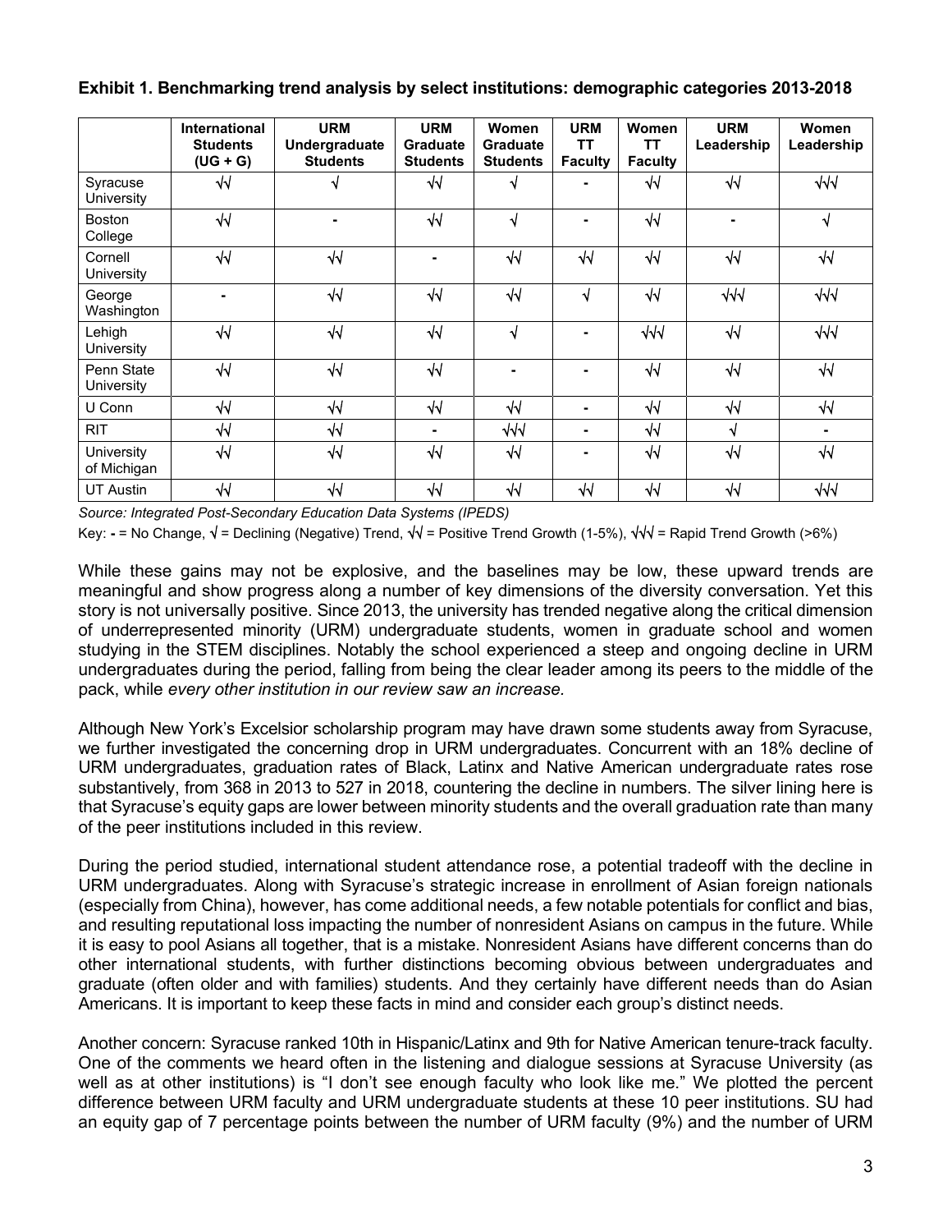**Exhibit 1. Benchmarking trend analysis by select institutions: demographic categories 2013-2018**

| | International Students (UG + G) | URM Undergraduate Students | URM Graduate Students | Women Graduate Students | URM TT Faculty | Women TT Faculty | URM Leadership | Women Leadership |
|---|---|---|---|---|---|---|---|---|
| Syracuse University | √√ | √ | √√ | √ | - | √√ | √√ | √√√ |
| Boston College | √√ | - | √√ | √ | - | √√ | - | √ |
| Cornell University | √√ | √√ | - | √√ | √√ | √√ | √√ | √√ |
| George Washington | - | √√ | √√ | √√ | √ | √√ | √√√ | √√√ |
| Lehigh University | √√ | √√ | √√ | √ | - | √√√ | √√ | √√√ |
| Penn State University | √√ | √√ | √√ | - | - | √√ | √√ | √√ |
| U Conn | √√ | √√ | √√ | √√ | - | √√ | √√ | √√ |
| RIT | √√ | √√ | - | √√√ | - | √√ | √ | - |
| University of Michigan | √√ | √√ | √√ | √√ | - | √√ | √√ | √√ |
| UT Austin | √√ | √√ | √√ | √√ | √√ | √√ | √√ | √√√ |

*Source: Integrated Post-Secondary Education Data Systems (IPEDS)*

Key: - = No Change, √ = Declining (Negative) Trend, √√ = Positive Trend Growth (1-5%), √√√ = Rapid Trend Growth (>6%)

While these gains may not be explosive, and the baselines may be low, these upward trends are meaningful and show progress along a number of key dimensions of the diversity conversation. Yet this story is not universally positive. Since 2013, the university has trended negative along the critical dimension of underrepresented minority (URM) undergraduate students, women in graduate school and women studying in the STEM disciplines. Notably the school experienced a steep and ongoing decline in URM undergraduates during the period, falling from being the clear leader among its peers to the middle of the pack, while *every other institution in our review saw an increase.*

Although New York's Excelsior scholarship program may have drawn some students away from Syracuse, we further investigated the concerning drop in URM undergraduates. Concurrent with an 18% decline of URM undergraduates, graduation rates of Black, Latinx and Native American undergraduate rates rose substantively, from 368 in 2013 to 527 in 2018, countering the decline in numbers. The silver lining here is that Syracuse's equity gaps are lower between minority students and the overall graduation rate than many of the peer institutions included in this review.

During the period studied, international student attendance rose, a potential tradeoff with the decline in URM undergraduates. Along with Syracuse's strategic increase in enrollment of Asian foreign nationals (especially from China), however, has come additional needs, a few notable potentials for conflict and bias, and resulting reputational loss impacting the number of nonresident Asians on campus in the future. While it is easy to pool Asians all together, that is a mistake. Nonresident Asians have different concerns than do other international students, with further distinctions becoming obvious between undergraduates and graduate (often older and with families) students. And they certainly have different needs than do Asian Americans. It is important to keep these facts in mind and consider each group's distinct needs.

Another concern: Syracuse ranked 10th in Hispanic/Latinx and 9th for Native American tenure-track faculty. One of the comments we heard often in the listening and dialogue sessions at Syracuse University (as well as at other institutions) is "I don't see enough faculty who look like me." We plotted the percent difference between URM faculty and URM undergraduate students at these 10 peer institutions. SU had an equity gap of 7 percentage points between the number of URM faculty (9%) and the number of URM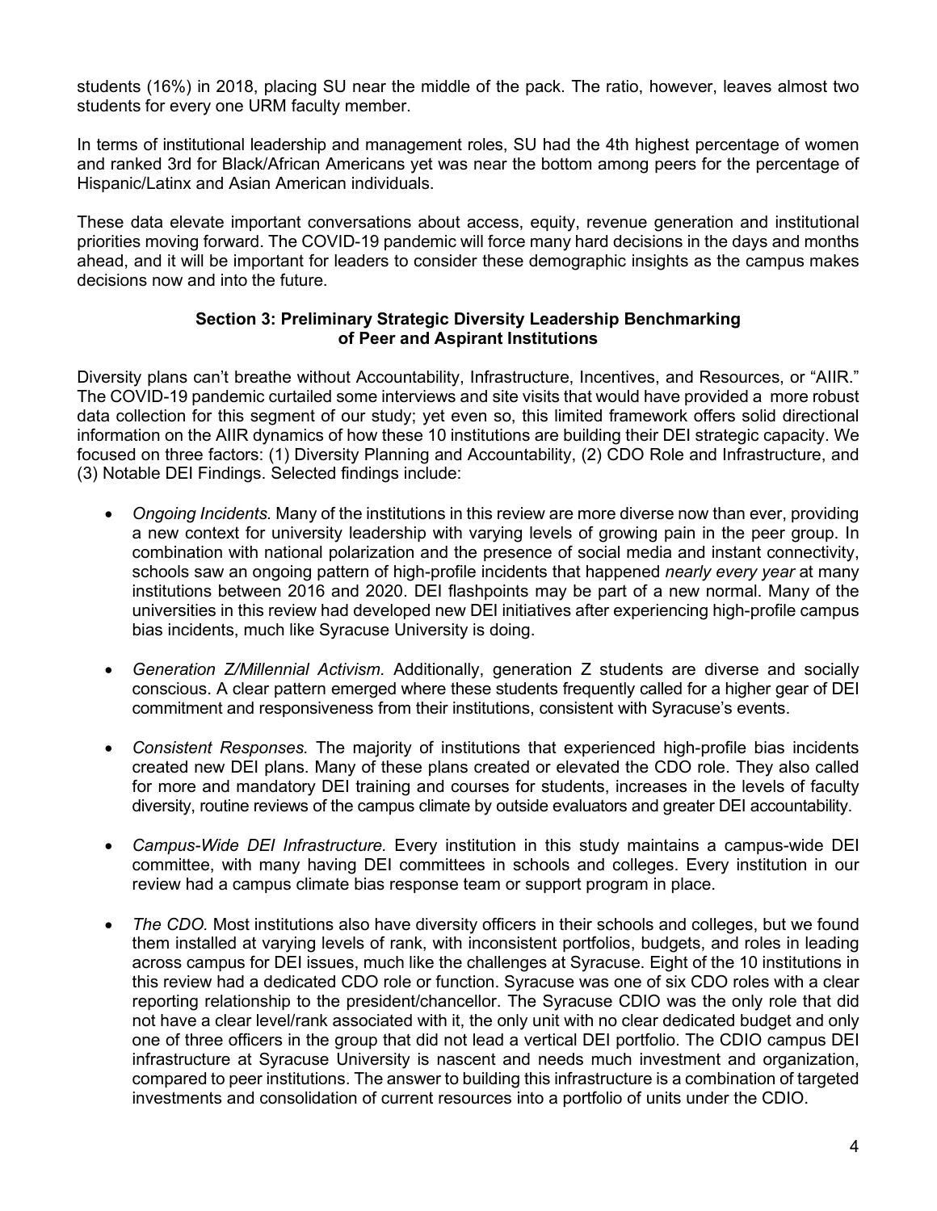students (16%) in 2018, placing SU near the middle of the pack. The ratio, however, leaves almost two students for every one URM faculty member.

In terms of institutional leadership and management roles, SU had the 4th highest percentage of women and ranked 3rd for Black/African Americans yet was near the bottom among peers for the percentage of Hispanic/Latinx and Asian American individuals.

These data elevate important conversations about access, equity, revenue generation and institutional priorities moving forward. The COVID-19 pandemic will force many hard decisions in the days and months ahead, and it will be important for leaders to consider these demographic insights as the campus makes decisions now and into the future.

## Section 3: Preliminary Strategic Diversity Leadership Benchmarking of Peer and Aspirant Institutions

Diversity plans can't breathe without Accountability, Infrastructure, Incentives, and Resources, or "AIIR." The COVID-19 pandemic curtailed some interviews and site visits that would have provided a more robust data collection for this segment of our study; yet even so, this limited framework offers solid directional information on the AIIR dynamics of how these 10 institutions are building their DEI strategic capacity. We focused on three factors: (1) Diversity Planning and Accountability, (2) CDO Role and Infrastructure, and (3) Notable DEI Findings. Selected findings include:

- *Ongoing Incidents.* Many of the institutions in this review are more diverse now than ever, providing a new context for university leadership with varying levels of growing pain in the peer group. In combination with national polarization and the presence of social media and instant connectivity, schools saw an ongoing pattern of high-profile incidents that happened *nearly every year* at many institutions between 2016 and 2020. DEI flashpoints may be part of a new normal. Many of the universities in this review had developed new DEI initiatives after experiencing high-profile campus bias incidents, much like Syracuse University is doing.

- *Generation Z/Millennial Activism.* Additionally, generation Z students are diverse and socially conscious. A clear pattern emerged where these students frequently called for a higher gear of DEI commitment and responsiveness from their institutions, consistent with Syracuse's events.

- *Consistent Responses.* The majority of institutions that experienced high-profile bias incidents created new DEI plans. Many of these plans created or elevated the CDO role. They also called for more and mandatory DEI training and courses for students, increases in the levels of faculty diversity, routine reviews of the campus climate by outside evaluators and greater DEI accountability.

- *Campus-Wide DEI Infrastructure.* Every institution in this study maintains a campus-wide DEI committee, with many having DEI committees in schools and colleges. Every institution in our review had a campus climate bias response team or support program in place.

- *The CDO.* Most institutions also have diversity officers in their schools and colleges, but we found them installed at varying levels of rank, with inconsistent portfolios, budgets, and roles in leading across campus for DEI issues, much like the challenges at Syracuse. Eight of the 10 institutions in this review had a dedicated CDO role or function. Syracuse was one of six CDO roles with a clear reporting relationship to the president/chancellor. The Syracuse CDIO was the only role that did not have a clear level/rank associated with it, the only unit with no clear dedicated budget and only one of three officers in the group that did not lead a vertical DEI portfolio. The CDIO campus DEI infrastructure at Syracuse University is nascent and needs much investment and organization, compared to peer institutions. The answer to building this infrastructure is a combination of targeted investments and consolidation of current resources into a portfolio of units under the CDIO.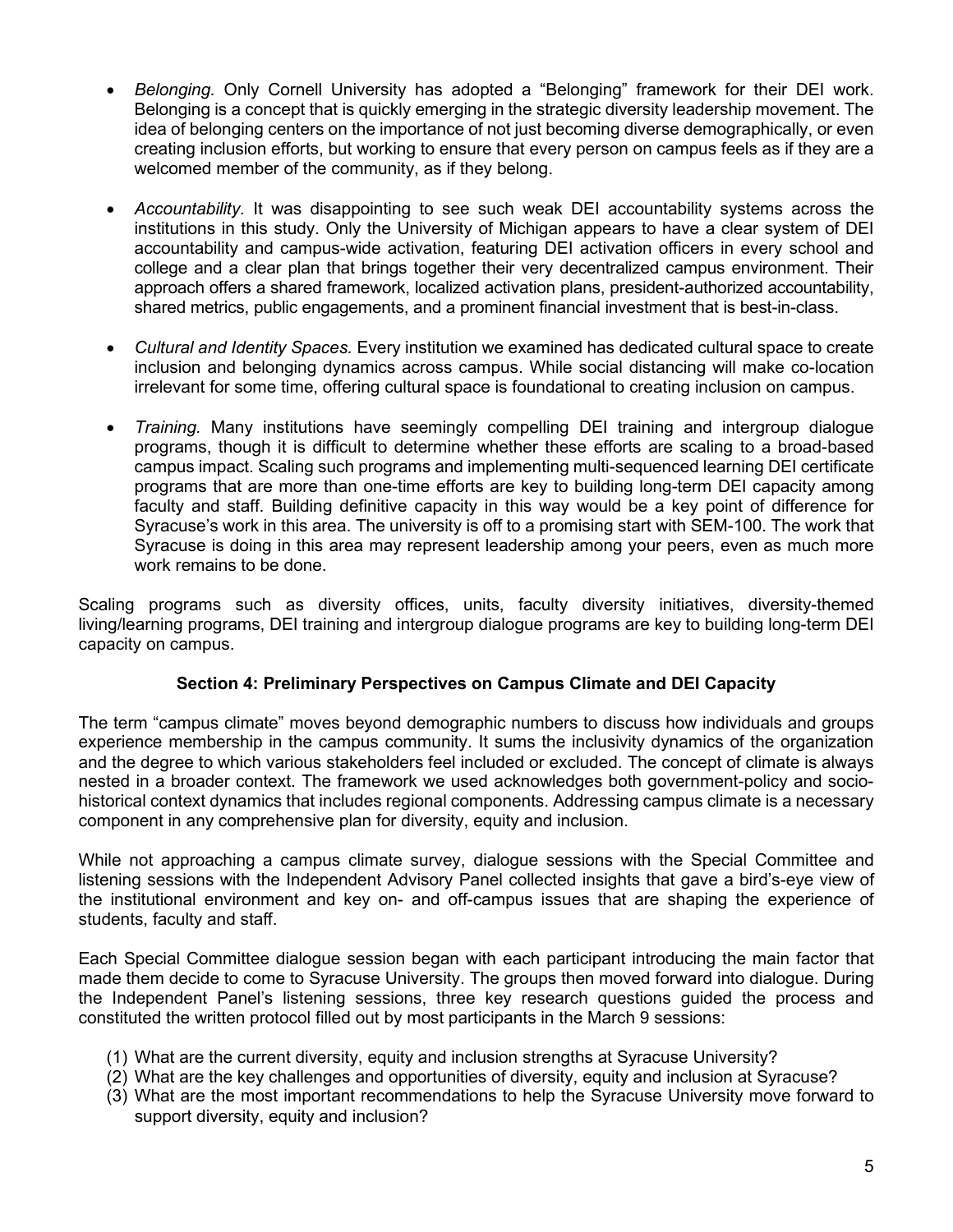- *Belonging.* Only Cornell University has adopted a "Belonging" framework for their DEI work. Belonging is a concept that is quickly emerging in the strategic diversity leadership movement. The idea of belonging centers on the importance of not just becoming diverse demographically, or even creating inclusion efforts, but working to ensure that every person on campus feels as if they are a welcomed member of the community, as if they belong.

- *Accountability.* It was disappointing to see such weak DEI accountability systems across the institutions in this study. Only the University of Michigan appears to have a clear system of DEI accountability and campus-wide activation, featuring DEI activation officers in every school and college and a clear plan that brings together their very decentralized campus environment. Their approach offers a shared framework, localized activation plans, president-authorized accountability, shared metrics, public engagements, and a prominent financial investment that is best-in-class.

- *Cultural and Identity Spaces.* Every institution we examined has dedicated cultural space to create inclusion and belonging dynamics across campus. While social distancing will make co-location irrelevant for some time, offering cultural space is foundational to creating inclusion on campus.

- *Training.* Many institutions have seemingly compelling DEI training and intergroup dialogue programs, though it is difficult to determine whether these efforts are scaling to a broad-based campus impact. Scaling such programs and implementing multi-sequenced learning DEI certificate programs that are more than one-time efforts are key to building long-term DEI capacity among faculty and staff. Building definitive capacity in this way would be a key point of difference for Syracuse's work in this area. The university is off to a promising start with SEM-100. The work that Syracuse is doing in this area may represent leadership among your peers, even as much more work remains to be done.

Scaling programs such as diversity offices, units, faculty diversity initiatives, diversity-themed living/learning programs, DEI training and intergroup dialogue programs are key to building long-term DEI capacity on campus.

## Section 4: Preliminary Perspectives on Campus Climate and DEI Capacity

The term "campus climate" moves beyond demographic numbers to discuss how individuals and groups experience membership in the campus community. It sums the inclusivity dynamics of the organization and the degree to which various stakeholders feel included or excluded. The concept of climate is always nested in a broader context. The framework we used acknowledges both government-policy and socio-historical context dynamics that includes regional components. Addressing campus climate is a necessary component in any comprehensive plan for diversity, equity and inclusion.

While not approaching a campus climate survey, dialogue sessions with the Special Committee and listening sessions with the Independent Advisory Panel collected insights that gave a bird's-eye view of the institutional environment and key on- and off-campus issues that are shaping the experience of students, faculty and staff.

Each Special Committee dialogue session began with each participant introducing the main factor that made them decide to come to Syracuse University. The groups then moved forward into dialogue. During the Independent Panel's listening sessions, three key research questions guided the process and constituted the written protocol filled out by most participants in the March 9 sessions:

(1) What are the current diversity, equity and inclusion strengths at Syracuse University?
(2) What are the key challenges and opportunities of diversity, equity and inclusion at Syracuse?
(3) What are the most important recommendations to help the Syracuse University move forward to support diversity, equity and inclusion?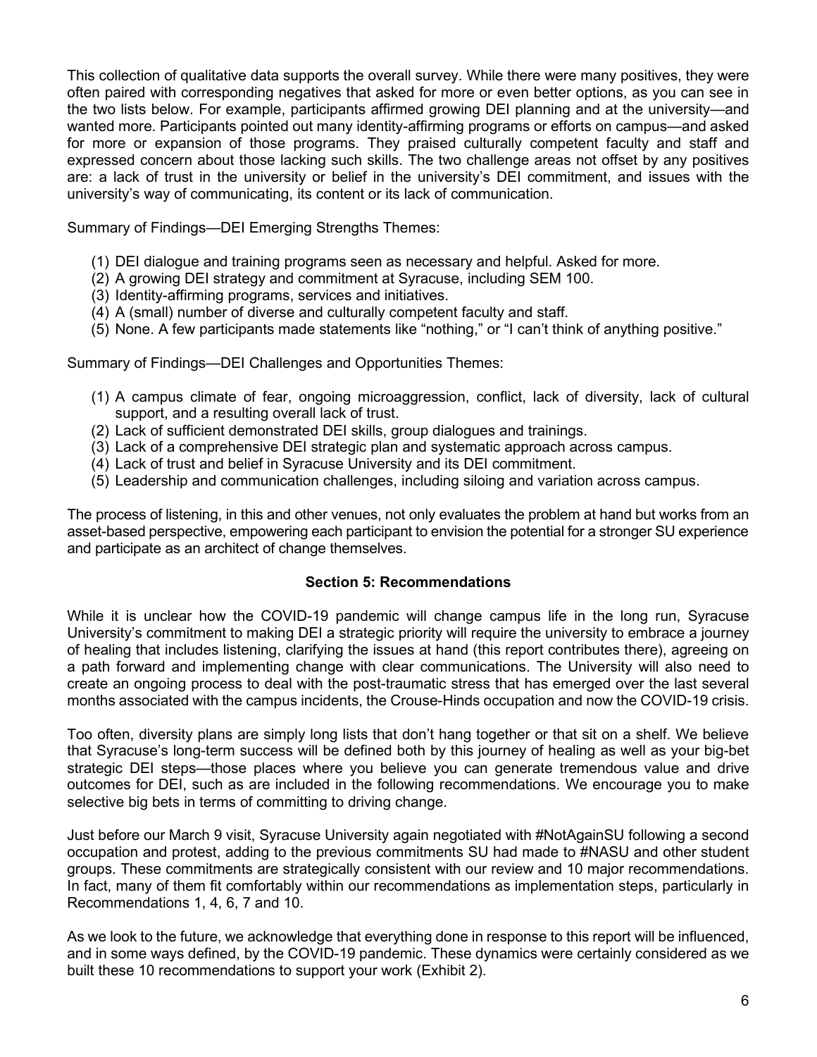This collection of qualitative data supports the overall survey. While there were many positives, they were often paired with corresponding negatives that asked for more or even better options, as you can see in the two lists below. For example, participants affirmed growing DEI planning and at the university—and wanted more. Participants pointed out many identity-affirming programs or efforts on campus—and asked for more or expansion of those programs. They praised culturally competent faculty and staff and expressed concern about those lacking such skills. The two challenge areas not offset by any positives are: a lack of trust in the university or belief in the university's DEI commitment, and issues with the university's way of communicating, its content or its lack of communication.

Summary of Findings—DEI Emerging Strengths Themes:

(1) DEI dialogue and training programs seen as necessary and helpful. Asked for more.
(2) A growing DEI strategy and commitment at Syracuse, including SEM 100.
(3) Identity-affirming programs, services and initiatives.
(4) A (small) number of diverse and culturally competent faculty and staff.
(5) None. A few participants made statements like "nothing," or "I can't think of anything positive."

Summary of Findings—DEI Challenges and Opportunities Themes:

(1) A campus climate of fear, ongoing microaggression, conflict, lack of diversity, lack of cultural support, and a resulting overall lack of trust.
(2) Lack of sufficient demonstrated DEI skills, group dialogues and trainings.
(3) Lack of a comprehensive DEI strategic plan and systematic approach across campus.
(4) Lack of trust and belief in Syracuse University and its DEI commitment.
(5) Leadership and communication challenges, including siloing and variation across campus.

The process of listening, in this and other venues, not only evaluates the problem at hand but works from an asset-based perspective, empowering each participant to envision the potential for a stronger SU experience and participate as an architect of change themselves.

## Section 5: Recommendations

While it is unclear how the COVID-19 pandemic will change campus life in the long run, Syracuse University's commitment to making DEI a strategic priority will require the university to embrace a journey of healing that includes listening, clarifying the issues at hand (this report contributes there), agreeing on a path forward and implementing change with clear communications. The University will also need to create an ongoing process to deal with the post-traumatic stress that has emerged over the last several months associated with the campus incidents, the Crouse-Hinds occupation and now the COVID-19 crisis.

Too often, diversity plans are simply long lists that don't hang together or that sit on a shelf. We believe that Syracuse's long-term success will be defined both by this journey of healing as well as your big-bet strategic DEI steps—those places where you believe you can generate tremendous value and drive outcomes for DEI, such as are included in the following recommendations. We encourage you to make selective big bets in terms of committing to driving change.

Just before our March 9 visit, Syracuse University again negotiated with #NotAgainSU following a second occupation and protest, adding to the previous commitments SU had made to #NASU and other student groups. These commitments are strategically consistent with our review and 10 major recommendations. In fact, many of them fit comfortably within our recommendations as implementation steps, particularly in Recommendations 1, 4, 6, 7 and 10.

As we look to the future, we acknowledge that everything done in response to this report will be influenced, and in some ways defined, by the COVID-19 pandemic. These dynamics were certainly considered as we built these 10 recommendations to support your work (Exhibit 2).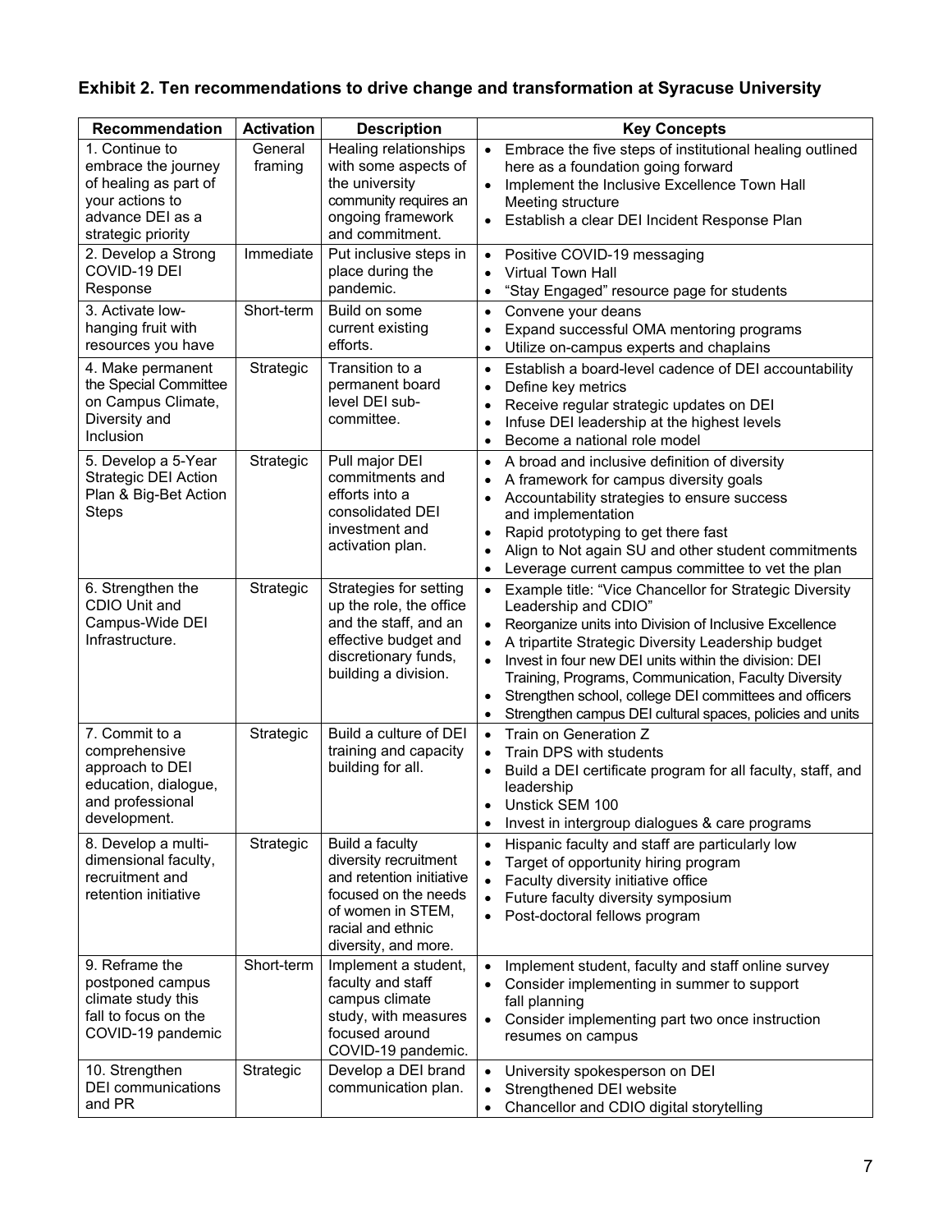### Exhibit 2. Ten recommendations to drive change and transformation at Syracuse University

| Recommendation | Activation | Description | Key Concepts |
|---|---|---|---|
| 1. Continue to embrace the journey of healing as part of your actions to advance DEI as a strategic priority | General framing | Healing relationships with some aspects of the university community requires an ongoing framework and commitment. | • Embrace the five steps of institutional healing outlined here as a foundation going forward<br>• Implement the Inclusive Excellence Town Hall Meeting structure<br>• Establish a clear DEI Incident Response Plan |
| 2. Develop a Strong COVID-19 DEI Response | Immediate | Put inclusive steps in place during the pandemic. | • Positive COVID-19 messaging<br>• Virtual Town Hall<br>• "Stay Engaged" resource page for students |
| 3. Activate low-hanging fruit with resources you have | Short-term | Build on some current existing efforts. | • Convene your deans<br>• Expand successful OMA mentoring programs<br>• Utilize on-campus experts and chaplains |
| 4. Make permanent the Special Committee on Campus Climate, Diversity and Inclusion | Strategic | Transition to a permanent board level DEI sub-committee. | • Establish a board-level cadence of DEI accountability<br>• Define key metrics<br>• Receive regular strategic updates on DEI<br>• Infuse DEI leadership at the highest levels<br>• Become a national role model |
| 5. Develop a 5-Year Strategic DEI Action Plan & Big-Bet Action Steps | Strategic | Pull major DEI commitments and efforts into a consolidated DEI investment and activation plan. | • A broad and inclusive definition of diversity<br>• A framework for campus diversity goals<br>• Accountability strategies to ensure success and implementation<br>• Rapid prototyping to get there fast<br>• Align to Not again SU and other student commitments<br>• Leverage current campus committee to vet the plan |
| 6. Strengthen the CDIO Unit and Campus-Wide DEI Infrastructure. | Strategic | Strategies for setting up the role, the office and the staff, and an effective budget and discretionary funds, building a division. | • Example title: "Vice Chancellor for Strategic Diversity Leadership and CDIO"<br>• Reorganize units into Division of Inclusive Excellence<br>• A tripartite Strategic Diversity Leadership budget<br>• Invest in four new DEI units within the division: DEI Training, Programs, Communication, Faculty Diversity<br>• Strengthen school, college DEI committees and officers<br>• Strengthen campus DEI cultural spaces, policies and units |
| 7. Commit to a comprehensive approach to DEI education, dialogue, and professional development. | Strategic | Build a culture of DEI training and capacity building for all. | • Train on Generation Z<br>• Train DPS with students<br>• Build a DEI certificate program for all faculty, staff, and leadership<br>• Unstick SEM 100<br>• Invest in intergroup dialogues & care programs |
| 8. Develop a multi-dimensional faculty, recruitment and retention initiative | Strategic | Build a faculty diversity recruitment and retention initiative focused on the needs of women in STEM, racial and ethnic diversity, and more. | • Hispanic faculty and staff are particularly low<br>• Target of opportunity hiring program<br>• Faculty diversity initiative office<br>• Future faculty diversity symposium<br>• Post-doctoral fellows program |
| 9. Reframe the postponed campus climate study this fall to focus on the COVID-19 pandemic | Short-term | Implement a student, faculty and staff campus climate study, with measures focused around COVID-19 pandemic. | • Implement student, faculty and staff online survey<br>• Consider implementing in summer to support fall planning<br>• Consider implementing part two once instruction resumes on campus |
| 10. Strengthen DEI communications and PR | Strategic | Develop a DEI brand communication plan. | • University spokesperson on DEI<br>• Strengthened DEI website<br>• Chancellor and CDIO digital storytelling |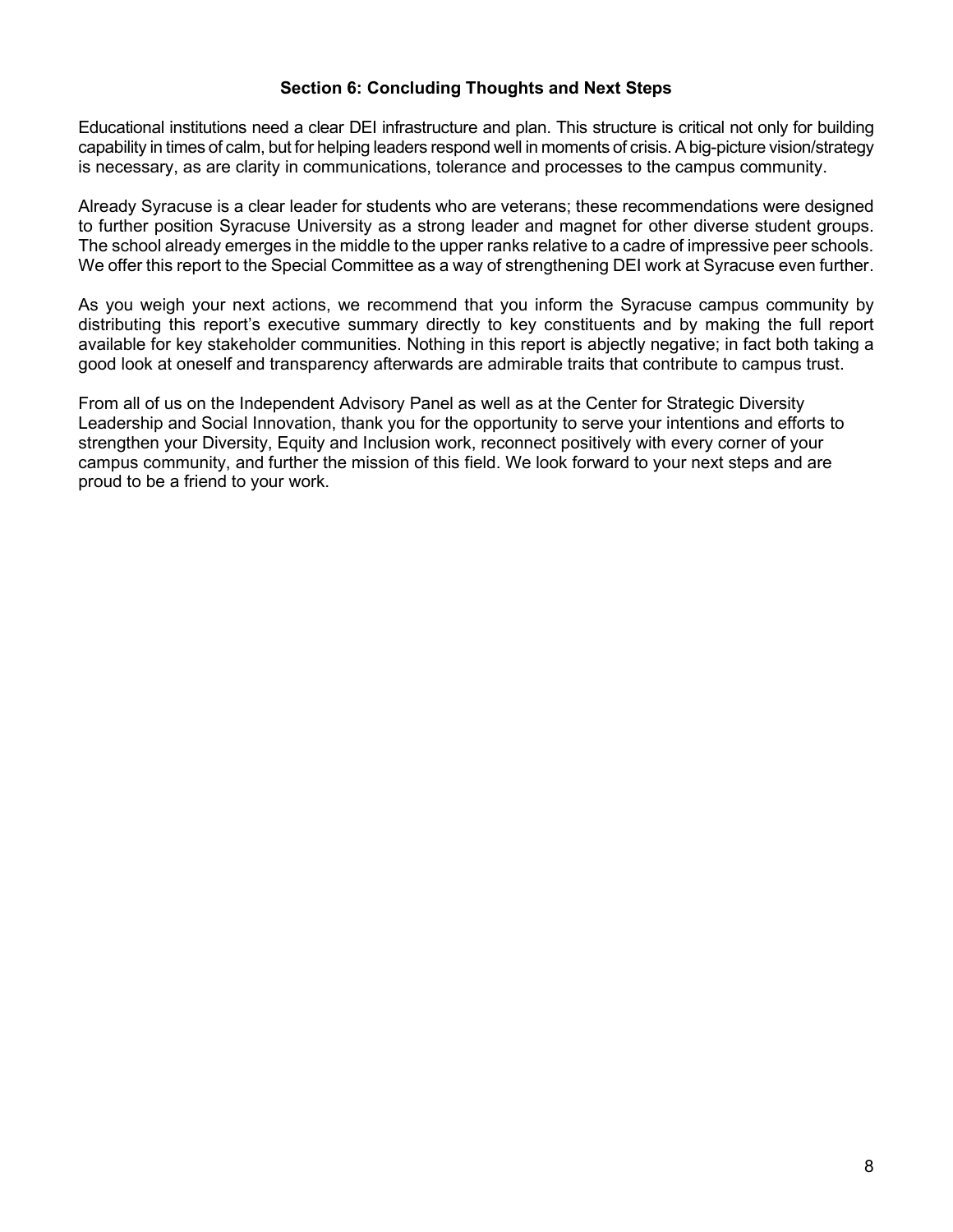## Section 6: Concluding Thoughts and Next Steps

Educational institutions need a clear DEI infrastructure and plan. This structure is critical not only for building capability in times of calm, but for helping leaders respond well in moments of crisis. A big-picture vision/strategy is necessary, as are clarity in communications, tolerance and processes to the campus community.

Already Syracuse is a clear leader for students who are veterans; these recommendations were designed to further position Syracuse University as a strong leader and magnet for other diverse student groups. The school already emerges in the middle to the upper ranks relative to a cadre of impressive peer schools. We offer this report to the Special Committee as a way of strengthening DEI work at Syracuse even further.

As you weigh your next actions, we recommend that you inform the Syracuse campus community by distributing this report's executive summary directly to key constituents and by making the full report available for key stakeholder communities. Nothing in this report is abjectly negative; in fact both taking a good look at oneself and transparency afterwards are admirable traits that contribute to campus trust.

From all of us on the Independent Advisory Panel as well as at the Center for Strategic Diversity Leadership and Social Innovation, thank you for the opportunity to serve your intentions and efforts to strengthen your Diversity, Equity and Inclusion work, reconnect positively with every corner of your campus community, and further the mission of this field. We look forward to your next steps and are proud to be a friend to your work.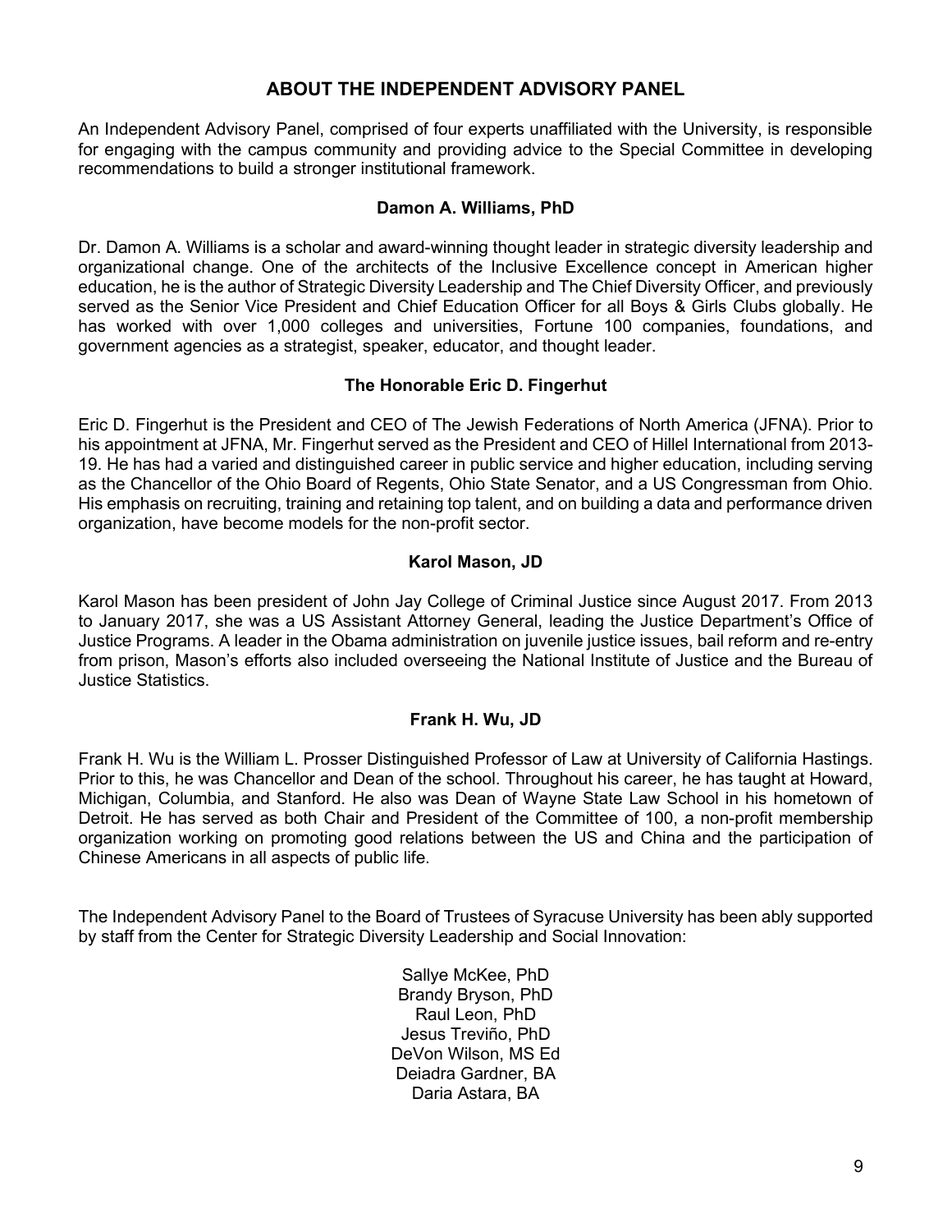## ABOUT THE INDEPENDENT ADVISORY PANEL

An Independent Advisory Panel, comprised of four experts unaffiliated with the University, is responsible for engaging with the campus community and providing advice to the Special Committee in developing recommendations to build a stronger institutional framework.

### Damon A. Williams, PhD

Dr. Damon A. Williams is a scholar and award-winning thought leader in strategic diversity leadership and organizational change. One of the architects of the Inclusive Excellence concept in American higher education, he is the author of Strategic Diversity Leadership and The Chief Diversity Officer, and previously served as the Senior Vice President and Chief Education Officer for all Boys & Girls Clubs globally. He has worked with over 1,000 colleges and universities, Fortune 100 companies, foundations, and government agencies as a strategist, speaker, educator, and thought leader.

### The Honorable Eric D. Fingerhut

Eric D. Fingerhut is the President and CEO of The Jewish Federations of North America (JFNA). Prior to his appointment at JFNA, Mr. Fingerhut served as the President and CEO of Hillel International from 2013-19. He has had a varied and distinguished career in public service and higher education, including serving as the Chancellor of the Ohio Board of Regents, Ohio State Senator, and a US Congressman from Ohio. His emphasis on recruiting, training and retaining top talent, and on building a data and performance driven organization, have become models for the non-profit sector.

### Karol Mason, JD

Karol Mason has been president of John Jay College of Criminal Justice since August 2017. From 2013 to January 2017, she was a US Assistant Attorney General, leading the Justice Department's Office of Justice Programs. A leader in the Obama administration on juvenile justice issues, bail reform and re-entry from prison, Mason's efforts also included overseeing the National Institute of Justice and the Bureau of Justice Statistics.

### Frank H. Wu, JD

Frank H. Wu is the William L. Prosser Distinguished Professor of Law at University of California Hastings. Prior to this, he was Chancellor and Dean of the school. Throughout his career, he has taught at Howard, Michigan, Columbia, and Stanford. He also was Dean of Wayne State Law School in his hometown of Detroit. He has served as both Chair and President of the Committee of 100, a non-profit membership organization working on promoting good relations between the US and China and the participation of Chinese Americans in all aspects of public life.

The Independent Advisory Panel to the Board of Trustees of Syracuse University has been ably supported by staff from the Center for Strategic Diversity Leadership and Social Innovation:

Sallye McKee, PhD
Brandy Bryson, PhD
Raul Leon, PhD
Jesus Treviño, PhD
DeVon Wilson, MS Ed
Deiadra Gardner, BA
Daria Astara, BA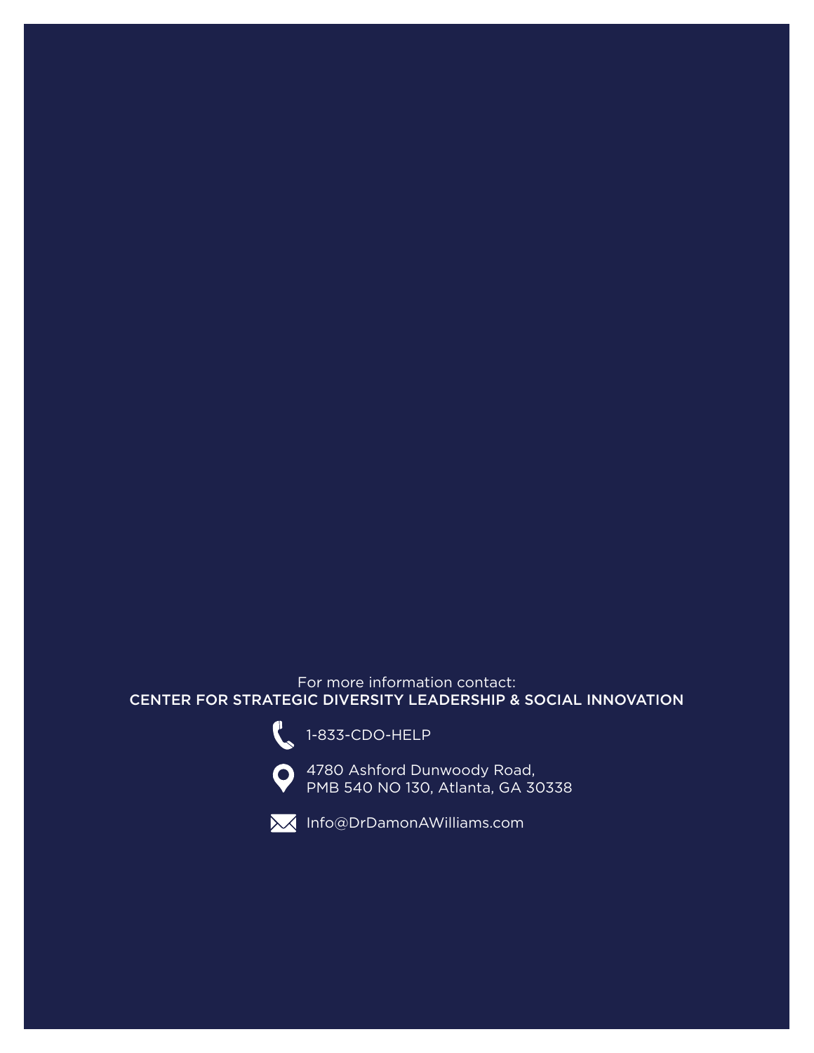For more information contact:

**CENTER FOR STRATEGIC DIVERSITY LEADERSHIP & SOCIAL INNOVATION**

1-833-CDO-HELP

4780 Ashford Dunwoody Road,
PMB 540 NO 130, Atlanta, GA 30338

Info@DrDamonAWilliams.com